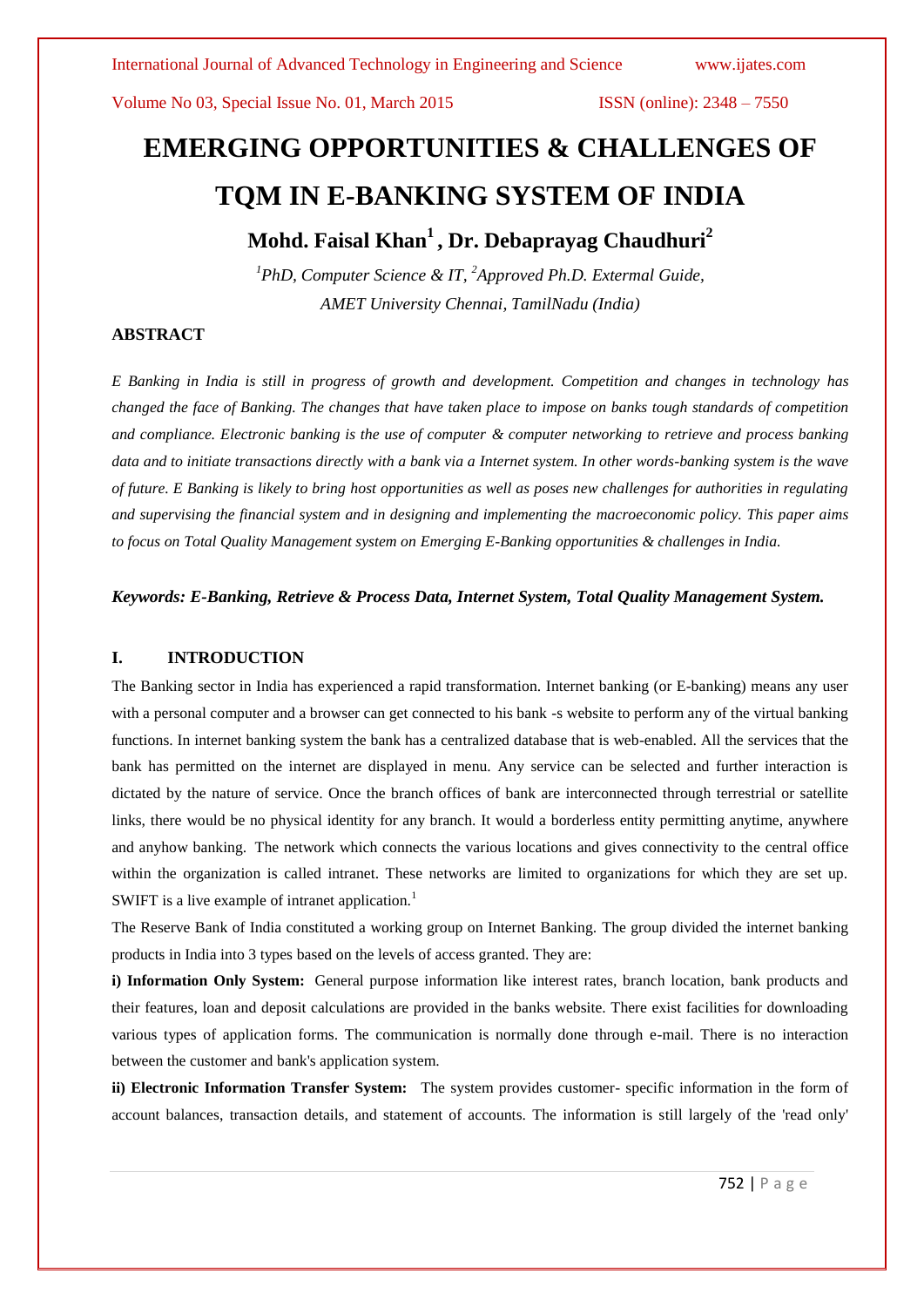# EMERGING OPPORTUNITIES & CHALLENGES OF TQM IN E-BANKING SYSTEM OF INDIA

**Mohd. Faisal Khan[1] , Dr. Debaprayag Chaudhuri[2]**

*[1]PhD, Computer Science & IT, [2]Approved Ph.D. Extermal Guide,*
*AMET University Chennai, TamilNadu (India)*

## ABSTRACT

*E Banking in India is still in progress of growth and development. Competition and changes in technology has changed the face of Banking. The changes that have taken place to impose on banks tough standards of competition and compliance. Electronic banking is the use of computer & computer networking to retrieve and process banking data and to initiate transactions directly with a bank via a Internet system. In other words-banking system is the wave of future. E Banking is likely to bring host opportunities as well as poses new challenges for authorities in regulating and supervising the financial system and in designing and implementing the macroeconomic policy. This paper aims to focus on Total Quality Management system on Emerging E-Banking opportunities & challenges in India.*

***Keywords: E-Banking, Retrieve & Process Data, Internet System, Total Quality Management System.***

## I. INTRODUCTION

The Banking sector in India has experienced a rapid transformation. Internet banking (or E-banking) means any user with a personal computer and a browser can get connected to his bank -s website to perform any of the virtual banking functions. In internet banking system the bank has a centralized database that is web-enabled. All the services that the bank has permitted on the internet are displayed in menu. Any service can be selected and further interaction is dictated by the nature of service. Once the branch offices of bank are interconnected through terrestrial or satellite links, there would be no physical identity for any branch. It would a borderless entity permitting anytime, anywhere and anyhow banking. The network which connects the various locations and gives connectivity to the central office within the organization is called intranet. These networks are limited to organizations for which they are set up. SWIFT is a live example of intranet application.[1]

The Reserve Bank of India constituted a working group on Internet Banking. The group divided the internet banking products in India into 3 types based on the levels of access granted. They are:

**i) Information Only System:** General purpose information like interest rates, branch location, bank products and their features, loan and deposit calculations are provided in the banks website. There exist facilities for downloading various types of application forms. The communication is normally done through e-mail. There is no interaction between the customer and bank's application system.

**ii) Electronic Information Transfer System:** The system provides customer- specific information in the form of account balances, transaction details, and statement of accounts. The information is still largely of the 'read only'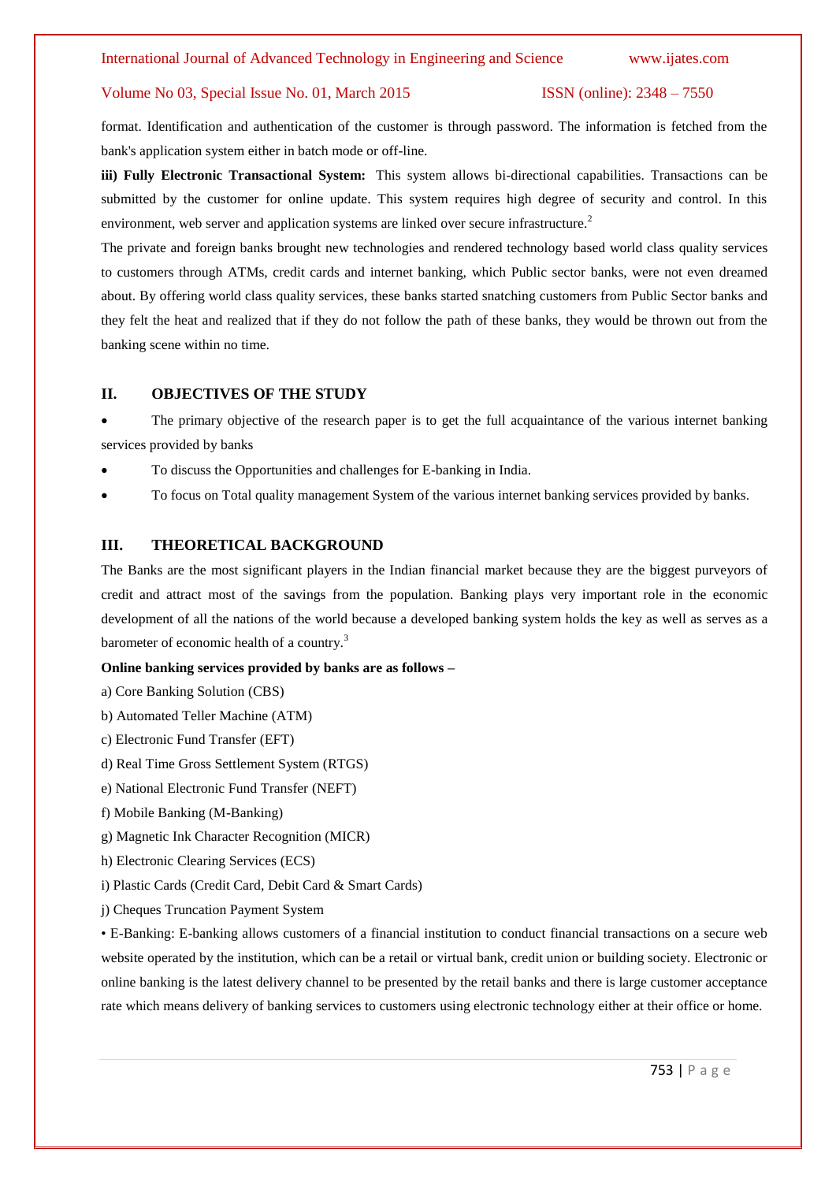format. Identification and authentication of the customer is through password. The information is fetched from the bank's application system either in batch mode or off-line.

**iii) Fully Electronic Transactional System:** This system allows bi-directional capabilities. Transactions can be submitted by the customer for online update. This system requires high degree of security and control. In this environment, web server and application systems are linked over secure infrastructure.[2]

The private and foreign banks brought new technologies and rendered technology based world class quality services to customers through ATMs, credit cards and internet banking, which Public sector banks, were not even dreamed about. By offering world class quality services, these banks started snatching customers from Public Sector banks and they felt the heat and realized that if they do not follow the path of these banks, they would be thrown out from the banking scene within no time.

## II. OBJECTIVES OF THE STUDY

- The primary objective of the research paper is to get the full acquaintance of the various internet banking services provided by banks
- To discuss the Opportunities and challenges for E-banking in India.
- To focus on Total quality management System of the various internet banking services provided by banks.

## III. THEORETICAL BACKGROUND

The Banks are the most significant players in the Indian financial market because they are the biggest purveyors of credit and attract most of the savings from the population. Banking plays very important role in the economic development of all the nations of the world because a developed banking system holds the key as well as serves as a barometer of economic health of a country.[3]

**Online banking services provided by banks are as follows –**

a) Core Banking Solution (CBS)

b) Automated Teller Machine (ATM)

c) Electronic Fund Transfer (EFT)

d) Real Time Gross Settlement System (RTGS)

e) National Electronic Fund Transfer (NEFT)

f) Mobile Banking (M-Banking)

g) Magnetic Ink Character Recognition (MICR)

h) Electronic Clearing Services (ECS)

i) Plastic Cards (Credit Card, Debit Card & Smart Cards)

j) Cheques Truncation Payment System

• E-Banking: E-banking allows customers of a financial institution to conduct financial transactions on a secure web website operated by the institution, which can be a retail or virtual bank, credit union or building society. Electronic or online banking is the latest delivery channel to be presented by the retail banks and there is large customer acceptance rate which means delivery of banking services to customers using electronic technology either at their office or home.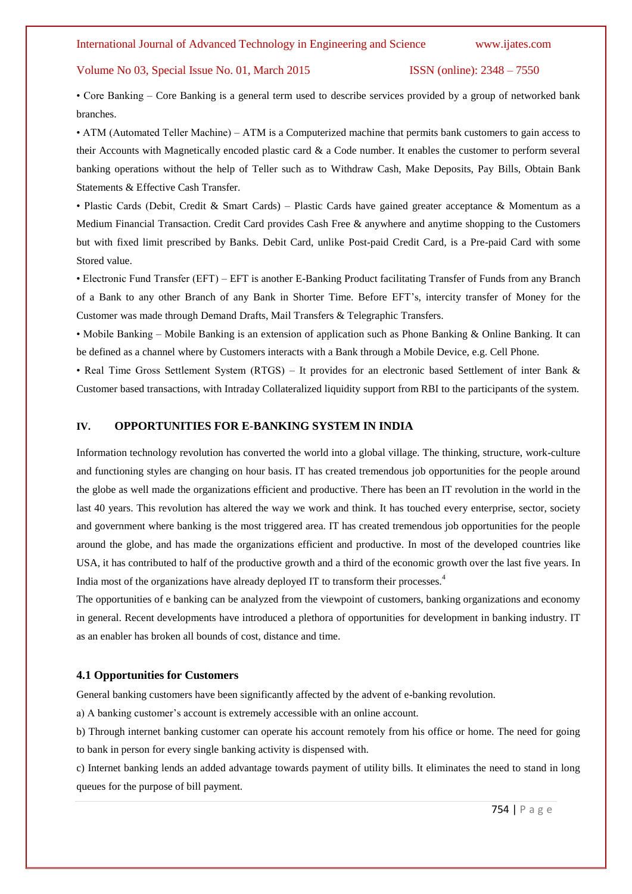• Core Banking – Core Banking is a general term used to describe services provided by a group of networked bank branches.

• ATM (Automated Teller Machine) – ATM is a Computerized machine that permits bank customers to gain access to their Accounts with Magnetically encoded plastic card & a Code number. It enables the customer to perform several banking operations without the help of Teller such as to Withdraw Cash, Make Deposits, Pay Bills, Obtain Bank Statements & Effective Cash Transfer.

• Plastic Cards (Debit, Credit & Smart Cards) – Plastic Cards have gained greater acceptance & Momentum as a Medium Financial Transaction. Credit Card provides Cash Free & anywhere and anytime shopping to the Customers but with fixed limit prescribed by Banks. Debit Card, unlike Post-paid Credit Card, is a Pre-paid Card with some Stored value.

• Electronic Fund Transfer (EFT) – EFT is another E-Banking Product facilitating Transfer of Funds from any Branch of a Bank to any other Branch of any Bank in Shorter Time. Before EFT's, intercity transfer of Money for the Customer was made through Demand Drafts, Mail Transfers & Telegraphic Transfers.

• Mobile Banking – Mobile Banking is an extension of application such as Phone Banking & Online Banking. It can be defined as a channel where by Customers interacts with a Bank through a Mobile Device, e.g. Cell Phone.

• Real Time Gross Settlement System (RTGS) – It provides for an electronic based Settlement of inter Bank & Customer based transactions, with Intraday Collateralized liquidity support from RBI to the participants of the system.

## IV. OPPORTUNITIES FOR E-BANKING SYSTEM IN INDIA

Information technology revolution has converted the world into a global village. The thinking, structure, work-culture and functioning styles are changing on hour basis. IT has created tremendous job opportunities for the people around the globe as well made the organizations efficient and productive. There has been an IT revolution in the world in the last 40 years. This revolution has altered the way we work and think. It has touched every enterprise, sector, society and government where banking is the most triggered area. IT has created tremendous job opportunities for the people around the globe, and has made the organizations efficient and productive. In most of the developed countries like USA, it has contributed to half of the productive growth and a third of the economic growth over the last five years. In India most of the organizations have already deployed IT to transform their processes.[4]

The opportunities of e banking can be analyzed from the viewpoint of customers, banking organizations and economy in general. Recent developments have introduced a plethora of opportunities for development in banking industry. IT as an enabler has broken all bounds of cost, distance and time.

### 4.1 Opportunities for Customers

General banking customers have been significantly affected by the advent of e-banking revolution.

a) A banking customer's account is extremely accessible with an online account.

b) Through internet banking customer can operate his account remotely from his office or home. The need for going to bank in person for every single banking activity is dispensed with.

c) Internet banking lends an added advantage towards payment of utility bills. It eliminates the need to stand in long queues for the purpose of bill payment.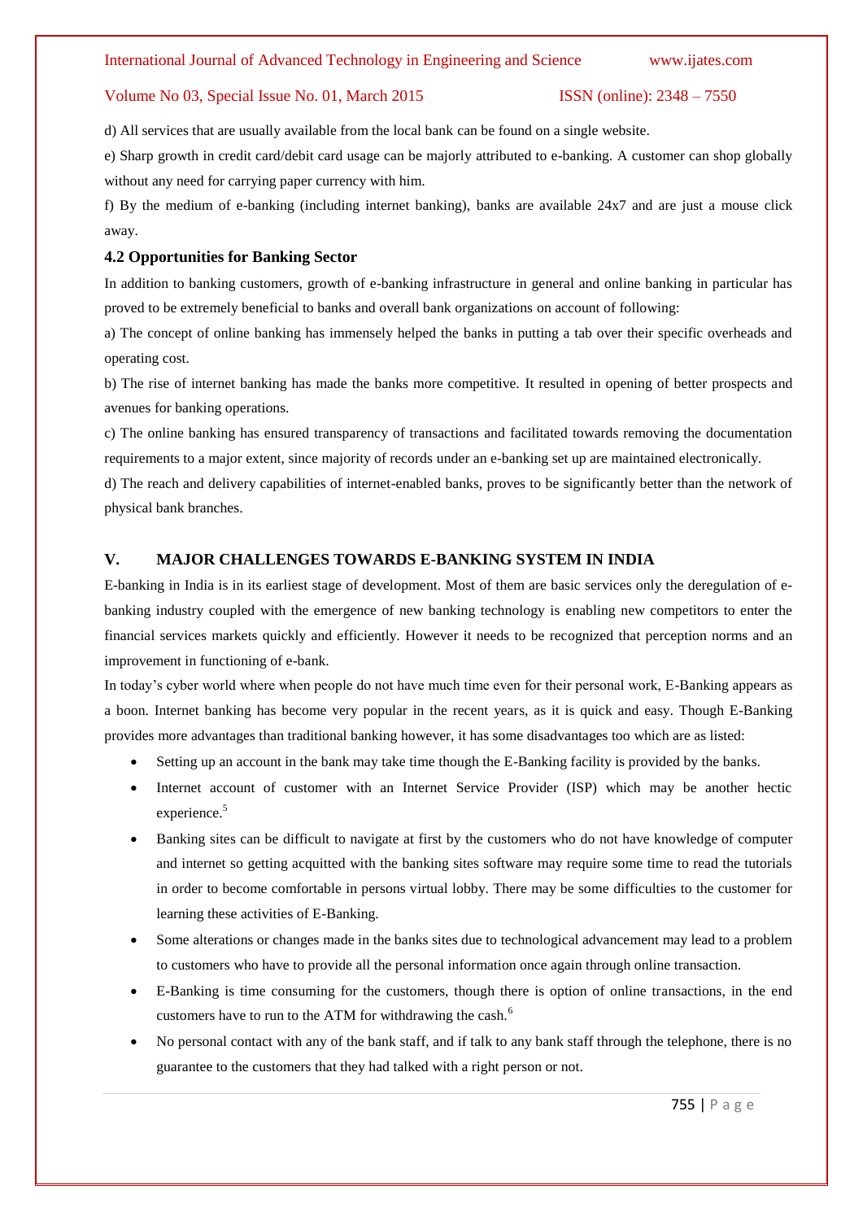d) All services that are usually available from the local bank can be found on a single website.

e) Sharp growth in credit card/debit card usage can be majorly attributed to e-banking. A customer can shop globally without any need for carrying paper currency with him.

f) By the medium of e-banking (including internet banking), banks are available 24x7 and are just a mouse click away.

### 4.2 Opportunities for Banking Sector

In addition to banking customers, growth of e-banking infrastructure in general and online banking in particular has proved to be extremely beneficial to banks and overall bank organizations on account of following:

a) The concept of online banking has immensely helped the banks in putting a tab over their specific overheads and operating cost.

b) The rise of internet banking has made the banks more competitive. It resulted in opening of better prospects and avenues for banking operations.

c) The online banking has ensured transparency of transactions and facilitated towards removing the documentation requirements to a major extent, since majority of records under an e-banking set up are maintained electronically.

d) The reach and delivery capabilities of internet-enabled banks, proves to be significantly better than the network of physical bank branches.

## V. MAJOR CHALLENGES TOWARDS E-BANKING SYSTEM IN INDIA

E-banking in India is in its earliest stage of development. Most of them are basic services only the deregulation of e-banking industry coupled with the emergence of new banking technology is enabling new competitors to enter the financial services markets quickly and efficiently. However it needs to be recognized that perception norms and an improvement in functioning of e-bank.

In today's cyber world where when people do not have much time even for their personal work, E-Banking appears as a boon. Internet banking has become very popular in the recent years, as it is quick and easy. Though E-Banking provides more advantages than traditional banking however, it has some disadvantages too which are as listed:

- Setting up an account in the bank may take time though the E-Banking facility is provided by the banks.
- Internet account of customer with an Internet Service Provider (ISP) which may be another hectic experience.[5]
- Banking sites can be difficult to navigate at first by the customers who do not have knowledge of computer and internet so getting acquitted with the banking sites software may require some time to read the tutorials in order to become comfortable in persons virtual lobby. There may be some difficulties to the customer for learning these activities of E-Banking.
- Some alterations or changes made in the banks sites due to technological advancement may lead to a problem to customers who have to provide all the personal information once again through online transaction.
- E-Banking is time consuming for the customers, though there is option of online transactions, in the end customers have to run to the ATM for withdrawing the cash.[6]
- No personal contact with any of the bank staff, and if talk to any bank staff through the telephone, there is no guarantee to the customers that they had talked with a right person or not.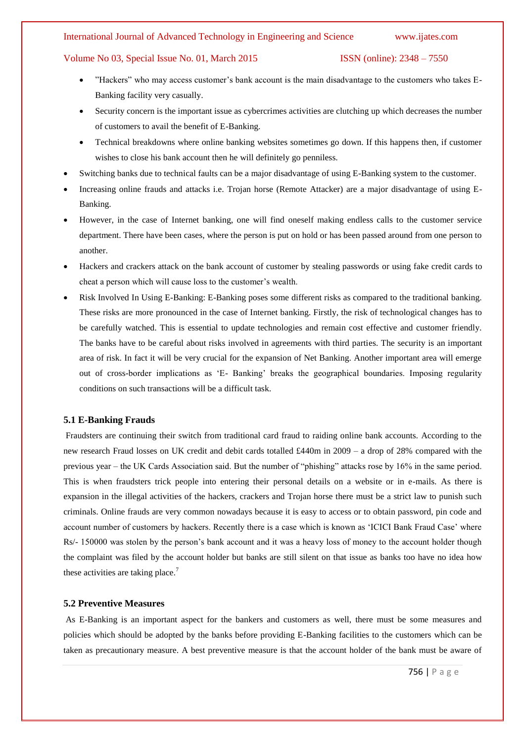- ”Hackers” who may access customer’s bank account is the main disadvantage to the customers who takes E-Banking facility very casually.
- Security concern is the important issue as cybercrimes activities are clutching up which decreases the number of customers to avail the benefit of E-Banking.
- Technical breakdowns where online banking websites sometimes go down. If this happens then, if customer wishes to close his bank account then he will definitely go penniless.

- Switching banks due to technical faults can be a major disadvantage of using E-Banking system to the customer.
- Increasing online frauds and attacks i.e. Trojan horse (Remote Attacker) are a major disadvantage of using E-Banking.
- However, in the case of Internet banking, one will find oneself making endless calls to the customer service department. There have been cases, where the person is put on hold or has been passed around from one person to another.
- Hackers and crackers attack on the bank account of customer by stealing passwords or using fake credit cards to cheat a person which will cause loss to the customer’s wealth.
- Risk Involved In Using E-Banking: E-Banking poses some different risks as compared to the traditional banking. These risks are more pronounced in the case of Internet banking. Firstly, the risk of technological changes has to be carefully watched. This is essential to update technologies and remain cost effective and customer friendly. The banks have to be careful about risks involved in agreements with third parties. The security is an important area of risk. In fact it will be very crucial for the expansion of Net Banking. Another important area will emerge out of cross-border implications as ‘E- Banking’ breaks the geographical boundaries. Imposing regularity conditions on such transactions will be a difficult task.

### 5.1 E-Banking Frauds

Fraudsters are continuing their switch from traditional card fraud to raiding online bank accounts. According to the new research Fraud losses on UK credit and debit cards totalled £440m in 2009 – a drop of 28% compared with the previous year – the UK Cards Association said. But the number of “phishing” attacks rose by 16% in the same period. This is when fraudsters trick people into entering their personal details on a website or in e-mails. As there is expansion in the illegal activities of the hackers, crackers and Trojan horse there must be a strict law to punish such criminals. Online frauds are very common nowadays because it is easy to access or to obtain password, pin code and account number of customers by hackers. Recently there is a case which is known as ‘ICICI Bank Fraud Case’ where Rs/- 150000 was stolen by the person’s bank account and it was a heavy loss of money to the account holder though the complaint was filed by the account holder but banks are still silent on that issue as banks too have no idea how these activities are taking place.[7]

### 5.2 Preventive Measures

As E-Banking is an important aspect for the bankers and customers as well, there must be some measures and policies which should be adopted by the banks before providing E-Banking facilities to the customers which can be taken as precautionary measure. A best preventive measure is that the account holder of the bank must be aware of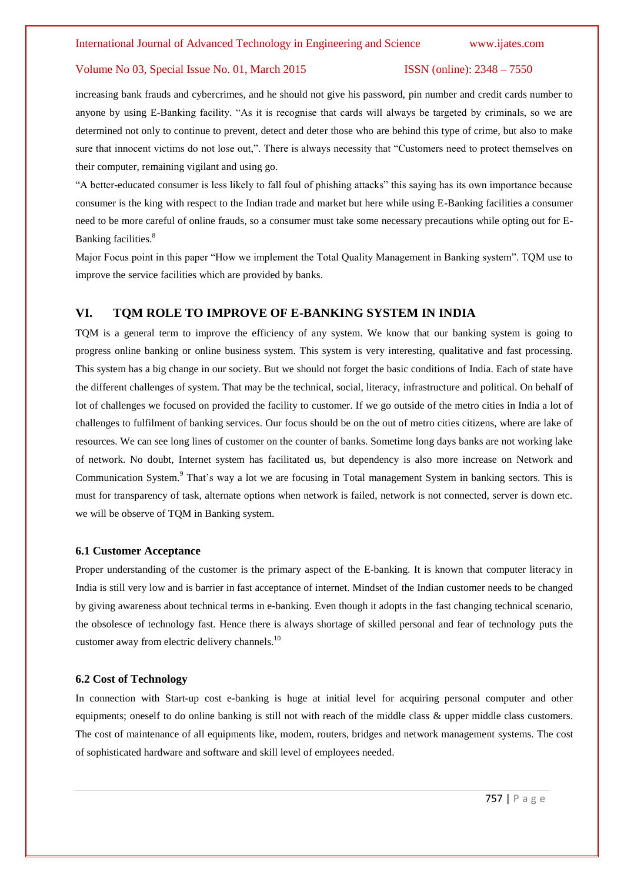increasing bank frauds and cybercrimes, and he should not give his password, pin number and credit cards number to anyone by using E-Banking facility. "As it is recognise that cards will always be targeted by criminals, so we are determined not only to continue to prevent, detect and deter those who are behind this type of crime, but also to make sure that innocent victims do not lose out,". There is always necessity that "Customers need to protect themselves on their computer, remaining vigilant and using go.

"A better-educated consumer is less likely to fall foul of phishing attacks" this saying has its own importance because consumer is the king with respect to the Indian trade and market but here while using E-Banking facilities a consumer need to be more careful of online frauds, so a consumer must take some necessary precautions while opting out for E-Banking facilities.[8]

Major Focus point in this paper "How we implement the Total Quality Management in Banking system". TQM use to improve the service facilities which are provided by banks.

## VI. TQM ROLE TO IMPROVE OF E-BANKING SYSTEM IN INDIA

TQM is a general term to improve the efficiency of any system. We know that our banking system is going to progress online banking or online business system. This system is very interesting, qualitative and fast processing. This system has a big change in our society. But we should not forget the basic conditions of India. Each of state have the different challenges of system. That may be the technical, social, literacy, infrastructure and political. On behalf of lot of challenges we focused on provided the facility to customer. If we go outside of the metro cities in India a lot of challenges to fulfilment of banking services. Our focus should be on the out of metro cities citizens, where are lake of resources. We can see long lines of customer on the counter of banks. Sometime long days banks are not working lake of network. No doubt, Internet system has facilitated us, but dependency is also more increase on Network and Communication System.[9] That's way a lot we are focusing in Total management System in banking sectors. This is must for transparency of task, alternate options when network is failed, network is not connected, server is down etc. we will be observe of TQM in Banking system.

### 6.1 Customer Acceptance

Proper understanding of the customer is the primary aspect of the E-banking. It is known that computer literacy in India is still very low and is barrier in fast acceptance of internet. Mindset of the Indian customer needs to be changed by giving awareness about technical terms in e-banking. Even though it adopts in the fast changing technical scenario, the obsolesce of technology fast. Hence there is always shortage of skilled personal and fear of technology puts the customer away from electric delivery channels.[10]

### 6.2 Cost of Technology

In connection with Start-up cost e-banking is huge at initial level for acquiring personal computer and other equipments; oneself to do online banking is still not with reach of the middle class & upper middle class customers. The cost of maintenance of all equipments like, modem, routers, bridges and network management systems. The cost of sophisticated hardware and software and skill level of employees needed.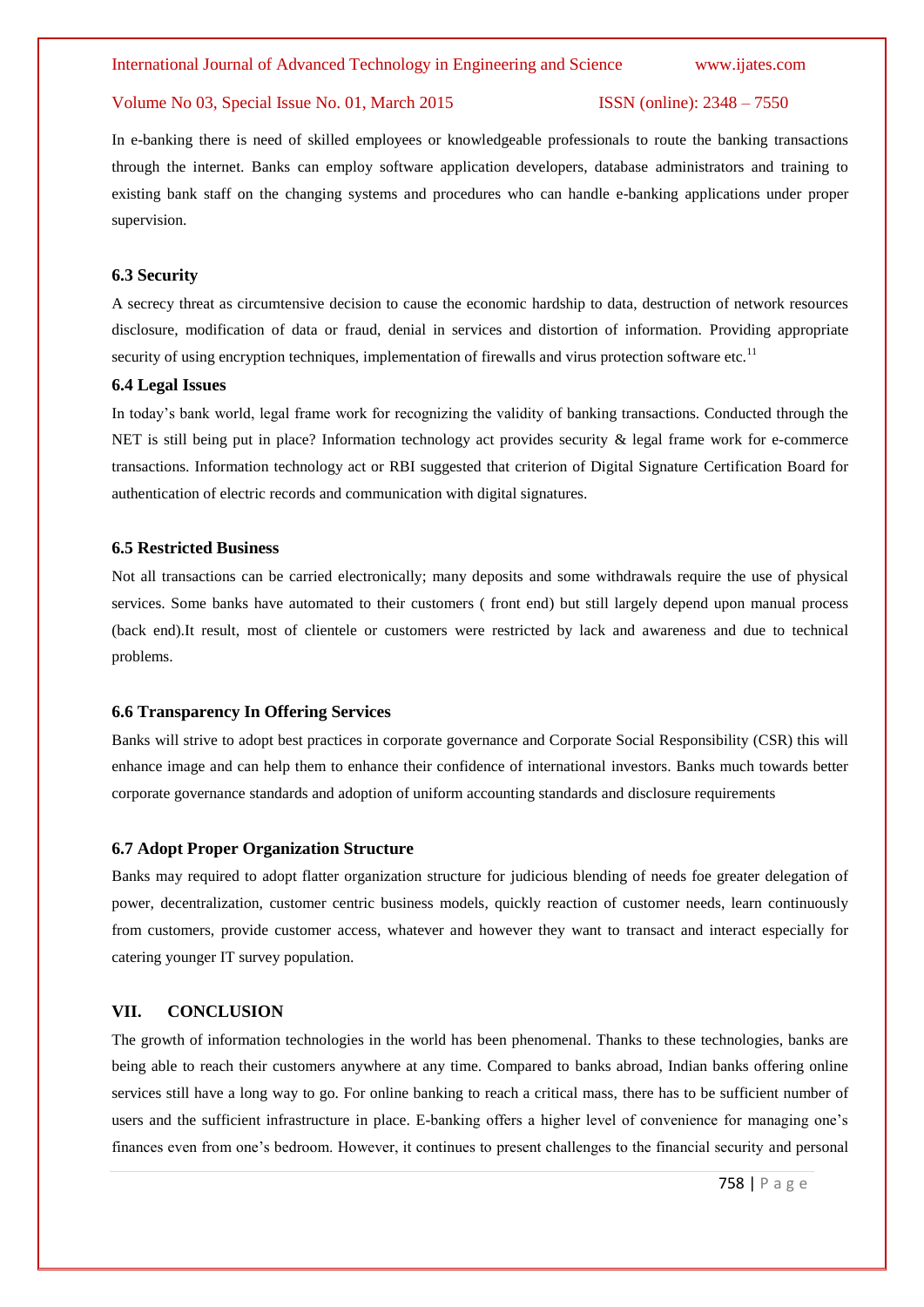In e-banking there is need of skilled employees or knowledgeable professionals to route the banking transactions through the internet. Banks can employ software application developers, database administrators and training to existing bank staff on the changing systems and procedures who can handle e-banking applications under proper supervision.

### 6.3 Security

A secrecy threat as circumtensive decision to cause the economic hardship to data, destruction of network resources disclosure, modification of data or fraud, denial in services and distortion of information. Providing appropriate security of using encryption techniques, implementation of firewalls and virus protection software etc.[11]

### 6.4 Legal Issues

In today's bank world, legal frame work for recognizing the validity of banking transactions. Conducted through the NET is still being put in place? Information technology act provides security & legal frame work for e-commerce transactions. Information technology act or RBI suggested that criterion of Digital Signature Certification Board for authentication of electric records and communication with digital signatures.

### 6.5 Restricted Business

Not all transactions can be carried electronically; many deposits and some withdrawals require the use of physical services. Some banks have automated to their customers ( front end) but still largely depend upon manual process (back end).It result, most of clientele or customers were restricted by lack and awareness and due to technical problems.

### 6.6 Transparency In Offering Services

Banks will strive to adopt best practices in corporate governance and Corporate Social Responsibility (CSR) this will enhance image and can help them to enhance their confidence of international investors. Banks much towards better corporate governance standards and adoption of uniform accounting standards and disclosure requirements

### 6.7 Adopt Proper Organization Structure

Banks may required to adopt flatter organization structure for judicious blending of needs foe greater delegation of power, decentralization, customer centric business models, quickly reaction of customer needs, learn continuously from customers, provide customer access, whatever and however they want to transact and interact especially for catering younger IT survey population.

## VII. CONCLUSION

The growth of information technologies in the world has been phenomenal. Thanks to these technologies, banks are being able to reach their customers anywhere at any time. Compared to banks abroad, Indian banks offering online services still have a long way to go. For online banking to reach a critical mass, there has to be sufficient number of users and the sufficient infrastructure in place. E-banking offers a higher level of convenience for managing one's finances even from one's bedroom. However, it continues to present challenges to the financial security and personal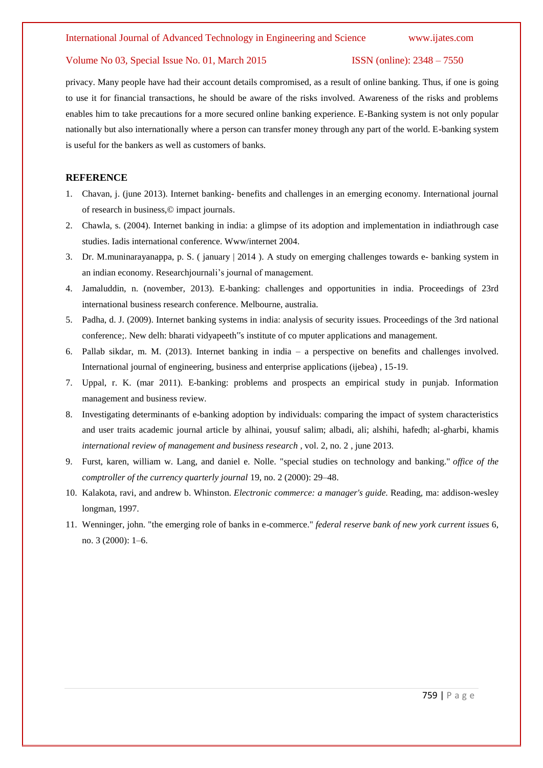privacy. Many people have had their account details compromised, as a result of online banking. Thus, if one is going to use it for financial transactions, he should be aware of the risks involved. Awareness of the risks and problems enables him to take precautions for a more secured online banking experience. E-Banking system is not only popular nationally but also internationally where a person can transfer money through any part of the world. E-banking system is useful for the bankers as well as customers of banks.

## REFERENCE

1. Chavan, j. (june 2013). Internet banking- benefits and challenges in an emerging economy. International journal of research in business,© impact journals.
2. Chawla, s. (2004). Internet banking in india: a glimpse of its adoption and implementation in indiathrough case studies. Iadis international conference. Www/internet 2004.
3. Dr. M.muninarayanappa, p. S. ( january | 2014 ). A study on emerging challenges towards e- banking system in an indian economy. Researchjournali's journal of management.
4. Jamaluddin, n. (november, 2013). E-banking: challenges and opportunities in india. Proceedings of 23rd international business research conference. Melbourne, australia.
5. Padha, d. J. (2009). Internet banking systems in india: analysis of security issues. Proceedings of the 3rd national conference;. New delh: bharati vidyapeeth"s institute of co mputer applications and management.
6. Pallab sikdar, m. M. (2013). Internet banking in india – a perspective on benefits and challenges involved. International journal of engineering, business and enterprise applications (ijebea) , 15-19.
7. Uppal, r. K. (mar 2011). E-banking: problems and prospects an empirical study in punjab. Information management and business review.
8. Investigating determinants of e-banking adoption by individuals: comparing the impact of system characteristics and user traits academic journal article by alhinai, yousuf salim; albadi, ali; alshihi, hafedh; al-gharbi, khamis *international review of management and business research* , vol. 2, no. 2 , june 2013.
9. Furst, karen, william w. Lang, and daniel e. Nolle. "special studies on technology and banking." *office of the comptroller of the currency quarterly journal* 19, no. 2 (2000): 29–48.
10. Kalakota, ravi, and andrew b. Whinston. *Electronic commerce: a manager's guide*. Reading, ma: addison-wesley longman, 1997.
11. Wenninger, john. "the emerging role of banks in e-commerce." *federal reserve bank of new york current issues* 6, no. 3 (2000): 1–6.